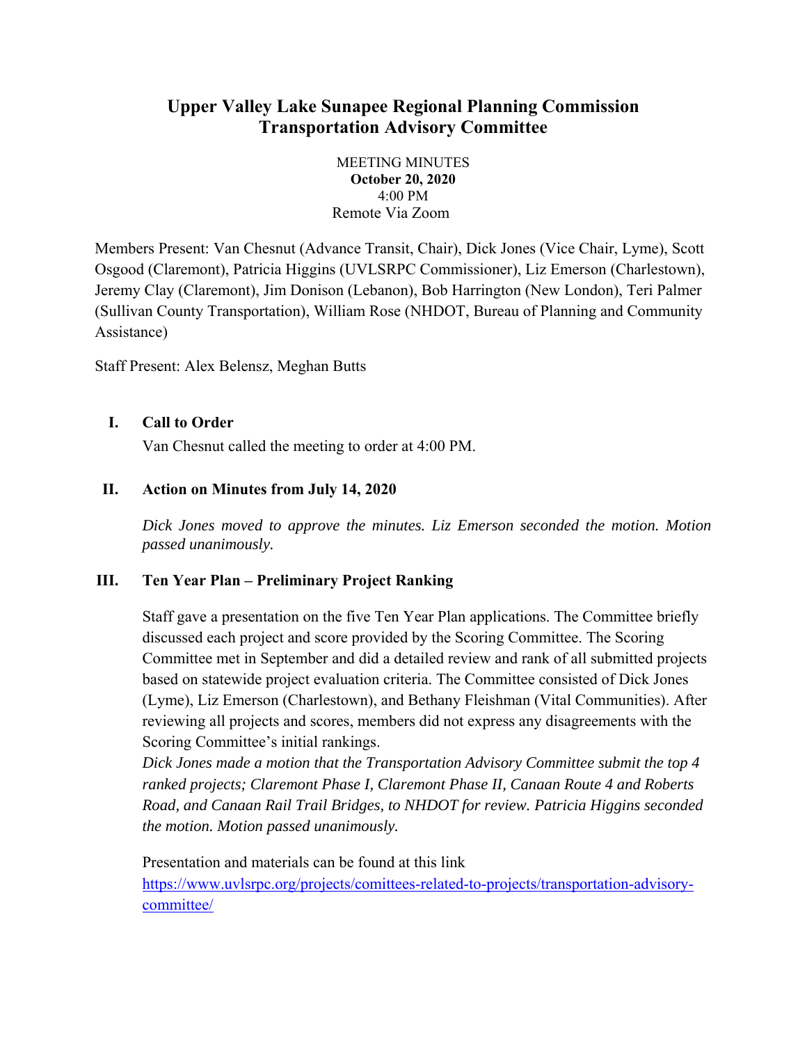# Upper Valley Lake Sunapee Regional Planning Commission
# Transportation Advisory Committee

MEETING MINUTES
**October 20, 2020**
4:00 PM
Remote Via Zoom

Members Present: Van Chesnut (Advance Transit, Chair), Dick Jones (Vice Chair, Lyme), Scott Osgood (Claremont), Patricia Higgins (UVLSRPC Commissioner), Liz Emerson (Charlestown), Jeremy Clay (Claremont), Jim Donison (Lebanon), Bob Harrington (New London), Teri Palmer (Sullivan County Transportation), William Rose (NHDOT, Bureau of Planning and Community Assistance)

Staff Present: Alex Belensz, Meghan Butts

## I. Call to Order

Van Chesnut called the meeting to order at 4:00 PM.

## II. Action on Minutes from July 14, 2020

*Dick Jones moved to approve the minutes. Liz Emerson seconded the motion. Motion passed unanimously.*

## III. Ten Year Plan – Preliminary Project Ranking

Staff gave a presentation on the five Ten Year Plan applications. The Committee briefly discussed each project and score provided by the Scoring Committee. The Scoring Committee met in September and did a detailed review and rank of all submitted projects based on statewide project evaluation criteria. The Committee consisted of Dick Jones (Lyme), Liz Emerson (Charlestown), and Bethany Fleishman (Vital Communities). After reviewing all projects and scores, members did not express any disagreements with the Scoring Committee's initial rankings.

*Dick Jones made a motion that the Transportation Advisory Committee submit the top 4 ranked projects; Claremont Phase I, Claremont Phase II, Canaan Route 4 and Roberts Road, and Canaan Rail Trail Bridges, to NHDOT for review. Patricia Higgins seconded the motion. Motion passed unanimously.*

Presentation and materials can be found at this link https://www.uvlsrpc.org/projects/comittees-related-to-projects/transportation-advisory-committee/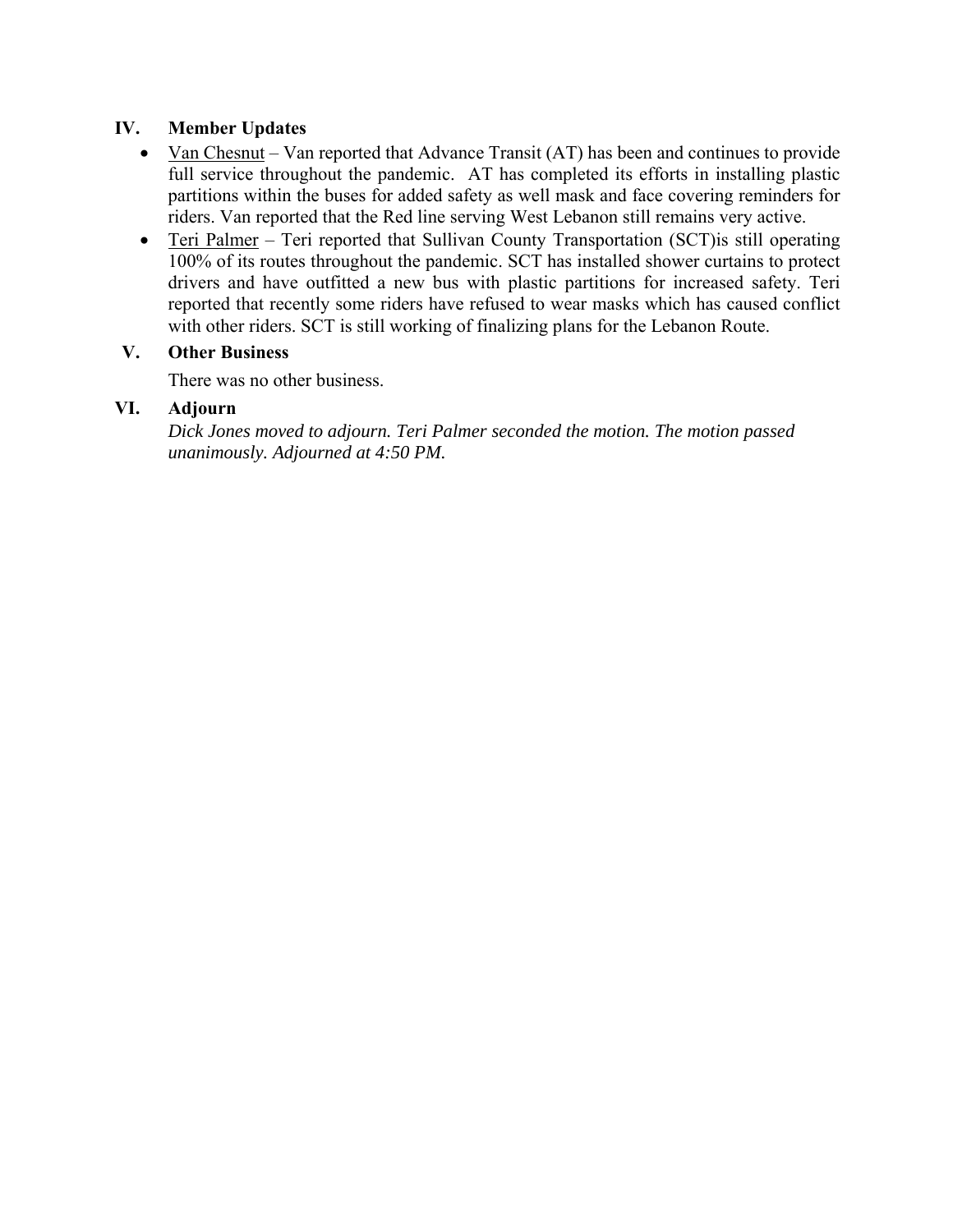## IV. Member Updates

- Van Chesnut – Van reported that Advance Transit (AT) has been and continues to provide full service throughout the pandemic.  AT has completed its efforts in installing plastic partitions within the buses for added safety as well mask and face covering reminders for riders. Van reported that the Red line serving West Lebanon still remains very active.
- Teri Palmer – Teri reported that Sullivan County Transportation (SCT)is still operating 100% of its routes throughout the pandemic. SCT has installed shower curtains to protect drivers and have outfitted a new bus with plastic partitions for increased safety. Teri reported that recently some riders have refused to wear masks which has caused conflict with other riders. SCT is still working of finalizing plans for the Lebanon Route.

## V. Other Business

There was no other business.

## VI. Adjourn

*Dick Jones moved to adjourn. Teri Palmer seconded the motion. The motion passed unanimously. Adjourned at 4:50 PM.*